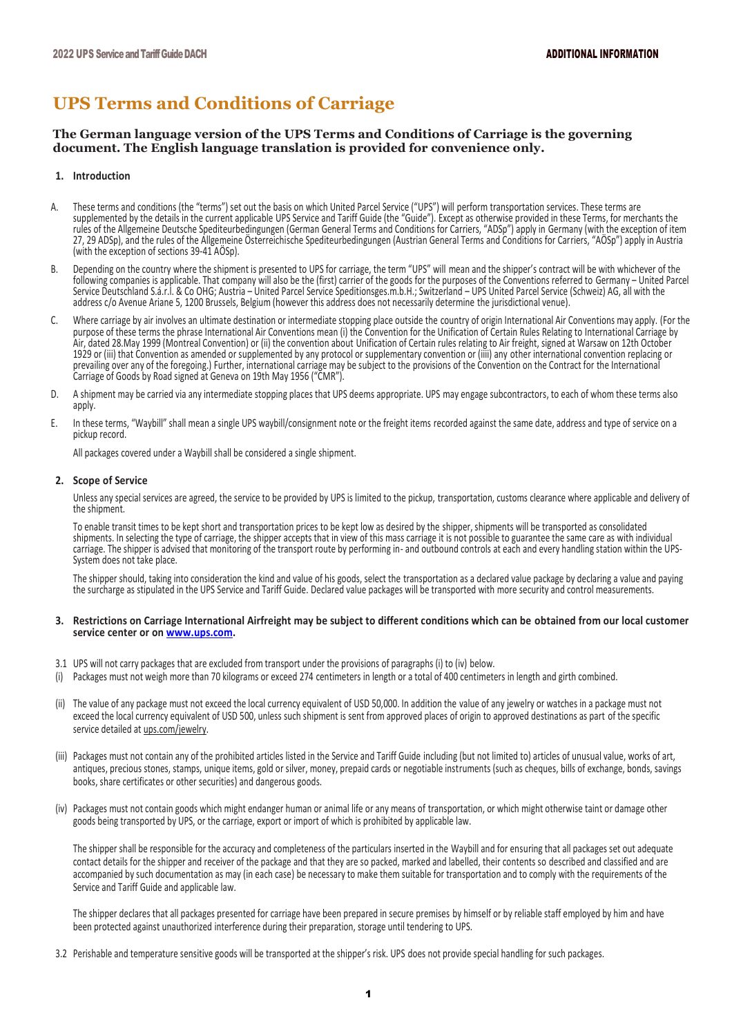# UPS Terms and Conditions of Carriage

**The German language version of the UPS Terms and Conditions of Carriage is the governing document. The English language translation is provided for convenience only.**

## 1. Introduction

A. These terms and conditions (the "terms") set out the basis on which United Parcel Service ("UPS") will perform transportation services. These terms are supplemented by the details in the current applicable UPS Service and Tariff Guide (the "Guide"). Except as otherwise provided in these Terms, for merchants the rules of the Allgemeine Deutsche Spediteurbedingungen (German General Terms and Conditions for Carriers, "ADSp") apply in Germany (with the exception of item 27, 29 ADSp), and the rules of the Allgemeine Österreichische Spediteurbedingungen (Austrian General Terms and Conditions for Carriers, "AÖSp") apply in Austria (with the exception of sections 39-41 AÖSp).

B. Depending on the country where the shipment is presented to UPS for carriage, the term "UPS" will mean and the shipper's contract will be with whichever of the following companies is applicable. That company will also be the (first) carrier of the goods for the purposes of the Conventions referred to Germany – United Parcel Service Deutschland S.á.r.l. & Co OHG; Austria – United Parcel Service Speditionsges.m.b.H.; Switzerland – UPS United Parcel Service (Schweiz) AG, all with the address c/o Avenue Ariane 5, 1200 Brussels, Belgium (however this address does not necessarily determine the jurisdictional venue).

C. Where carriage by air involves an ultimate destination or intermediate stopping place outside the country of origin International Air Conventions may apply. (For the purpose of these terms the phrase International Air Conventions mean (i) the Convention for the Unification of Certain Rules Relating to International Carriage by Air, dated 28.May 1999 (Montreal Convention) or (ii) the convention about Unification of Certain rules relating to Air freight, signed at Warsaw on 12th October 1929 or (iii) that Convention as amended or supplemented by any protocol or supplementary convention or (iiii) any other international convention replacing or prevailing over any of the foregoing.) Further, international carriage may be subject to the provisions of the Convention on the Contract for the International Carriage of Goods by Road signed at Geneva on 19th May 1956 ("CMR").

D. A shipment may be carried via any intermediate stopping places that UPS deems appropriate. UPS may engage subcontractors, to each of whom these terms also apply.

E. In these terms, "Waybill" shall mean a single UPS waybill/consignment note or the freight items recorded against the same date, address and type of service on a pickup record.

All packages covered under a Waybill shall be considered a single shipment.

## 2. Scope of Service

Unless any special services are agreed, the service to be provided by UPS is limited to the pickup, transportation, customs clearance where applicable and delivery of the shipment.

To enable transit times to be kept short and transportation prices to be kept low as desired by the shipper, shipments will be transported as consolidated shipments. In selecting the type of carriage, the shipper accepts that in view of this mass carriage it is not possible to guarantee the same care as with individual carriage. The shipper is advised that monitoring of the transport route by performing in- and outbound controls at each and every handling station within the UPS-System does not take place.

The shipper should, taking into consideration the kind and value of his goods, select the transportation as a declared value package by declaring a value and paying the surcharge as stipulated in the UPS Service and Tariff Guide. Declared value packages will be transported with more security and control measurements.

## 3. Restrictions on Carriage International Airfreight may be subject to different conditions which can be obtained from our local customer service center or on www.ups.com.

3.1 UPS will not carry packages that are excluded from transport under the provisions of paragraphs (i) to (iv) below.

(i) Packages must not weigh more than 70 kilograms or exceed 274 centimeters in length or a total of 400 centimeters in length and girth combined.

(ii) The value of any package must not exceed the local currency equivalent of USD 50,000. In addition the value of any jewelry or watches in a package must not exceed the local currency equivalent of USD 500, unless such shipment is sent from approved places of origin to approved destinations as part of the specific service detailed at ups.com/jewelry.

(iii) Packages must not contain any of the prohibited articles listed in the Service and Tariff Guide including (but not limited to) articles of unusual value, works of art, antiques, precious stones, stamps, unique items, gold or silver, money, prepaid cards or negotiable instruments (such as cheques, bills of exchange, bonds, savings books, share certificates or other securities) and dangerous goods.

(iv) Packages must not contain goods which might endanger human or animal life or any means of transportation, or which might otherwise taint or damage other goods being transported by UPS, or the carriage, export or import of which is prohibited by applicable law.

The shipper shall be responsible for the accuracy and completeness of the particulars inserted in the Waybill and for ensuring that all packages set out adequate contact details for the shipper and receiver of the package and that they are so packed, marked and labelled, their contents so described and classified and are accompanied by such documentation as may (in each case) be necessary to make them suitable for transportation and to comply with the requirements of the Service and Tariff Guide and applicable law.

The shipper declares that all packages presented for carriage have been prepared in secure premises by himself or by reliable staff employed by him and have been protected against unauthorized interference during their preparation, storage until tendering to UPS.

3.2 Perishable and temperature sensitive goods will be transported at the shipper's risk. UPS does not provide special handling for such packages.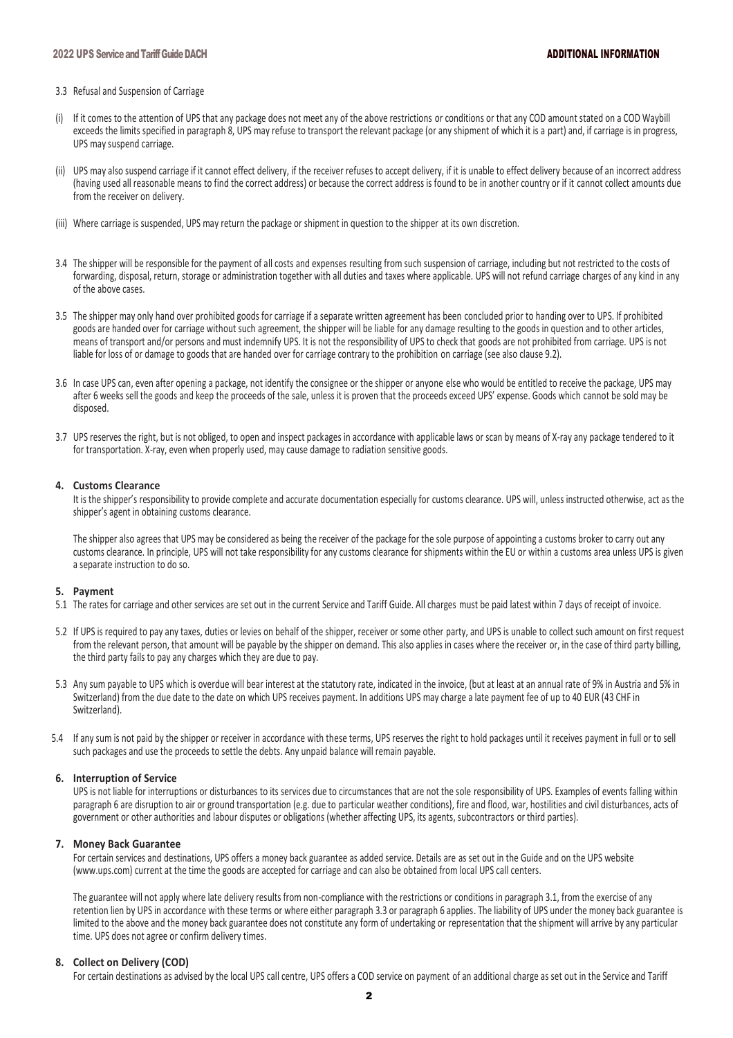3.3 Refusal and Suspension of Carriage

(i) If it comes to the attention of UPS that any package does not meet any of the above restrictions or conditions or that any COD amount stated on a COD Waybill exceeds the limits specified in paragraph 8, UPS may refuse to transport the relevant package (or any shipment of which it is a part) and, if carriage is in progress, UPS may suspend carriage.

(ii) UPS may also suspend carriage if it cannot effect delivery, if the receiver refuses to accept delivery, if it is unable to effect delivery because of an incorrect address (having used all reasonable means to find the correct address) or because the correct address is found to be in another country or if it cannot collect amounts due from the receiver on delivery.

(iii) Where carriage is suspended, UPS may return the package or shipment in question to the shipper at its own discretion.

3.4 The shipper will be responsible for the payment of all costs and expenses resulting from such suspension of carriage, including but not restricted to the costs of forwarding, disposal, return, storage or administration together with all duties and taxes where applicable. UPS will not refund carriage charges of any kind in any of the above cases.

3.5 The shipper may only hand over prohibited goods for carriage if a separate written agreement has been concluded prior to handing over to UPS. If prohibited goods are handed over for carriage without such agreement, the shipper will be liable for any damage resulting to the goods in question and to other articles, means of transport and/or persons and must indemnify UPS. It is not the responsibility of UPS to check that goods are not prohibited from carriage. UPS is not liable for loss of or damage to goods that are handed over for carriage contrary to the prohibition on carriage (see also clause 9.2).

3.6 In case UPS can, even after opening a package, not identify the consignee or the shipper or anyone else who would be entitled to receive the package, UPS may after 6 weeks sell the goods and keep the proceeds of the sale, unless it is proven that the proceeds exceed UPS' expense. Goods which cannot be sold may be disposed.

3.7 UPS reserves the right, but is not obliged, to open and inspect packages in accordance with applicable laws or scan by means of X-ray any package tendered to it for transportation. X-ray, even when properly used, may cause damage to radiation sensitive goods.

## 4. Customs Clearance

It is the shipper's responsibility to provide complete and accurate documentation especially for customs clearance. UPS will, unless instructed otherwise, act as the shipper's agent in obtaining customs clearance.

The shipper also agrees that UPS may be considered as being the receiver of the package for the sole purpose of appointing a customs broker to carry out any customs clearance. In principle, UPS will not take responsibility for any customs clearance for shipments within the EU or within a customs area unless UPS is given a separate instruction to do so.

## 5. Payment

5.1 The rates for carriage and other services are set out in the current Service and Tariff Guide. All charges must be paid latest within 7 days of receipt of invoice.

5.2 If UPS is required to pay any taxes, duties or levies on behalf of the shipper, receiver or some other party, and UPS is unable to collect such amount on first request from the relevant person, that amount will be payable by the shipper on demand. This also applies in cases where the receiver or, in the case of third party billing, the third party fails to pay any charges which they are due to pay.

5.3 Any sum payable to UPS which is overdue will bear interest at the statutory rate, indicated in the invoice, (but at least at an annual rate of 9% in Austria and 5% in Switzerland) from the due date to the date on which UPS receives payment. In additions UPS may charge a late payment fee of up to 40 EUR (43 CHF in Switzerland).

5.4 If any sum is not paid by the shipper or receiver in accordance with these terms, UPS reserves the right to hold packages until it receives payment in full or to sell such packages and use the proceeds to settle the debts. Any unpaid balance will remain payable.

## 6. Interruption of Service

UPS is not liable for interruptions or disturbances to its services due to circumstances that are not the sole responsibility of UPS. Examples of events falling within paragraph 6 are disruption to air or ground transportation (e.g. due to particular weather conditions), fire and flood, war, hostilities and civil disturbances, acts of government or other authorities and labour disputes or obligations (whether affecting UPS, its agents, subcontractors or third parties).

## 7. Money Back Guarantee

For certain services and destinations, UPS offers a money back guarantee as added service. Details are as set out in the Guide and on the UPS website (www.ups.com) current at the time the goods are accepted for carriage and can also be obtained from local UPS call centers.

The guarantee will not apply where late delivery results from non-compliance with the restrictions or conditions in paragraph 3.1, from the exercise of any retention lien by UPS in accordance with these terms or where either paragraph 3.3 or paragraph 6 applies. The liability of UPS under the money back guarantee is limited to the above and the money back guarantee does not constitute any form of undertaking or representation that the shipment will arrive by any particular time. UPS does not agree or confirm delivery times.

## 8. Collect on Delivery (COD)

For certain destinations as advised by the local UPS call centre, UPS offers a COD service on payment of an additional charge as set out in the Service and Tariff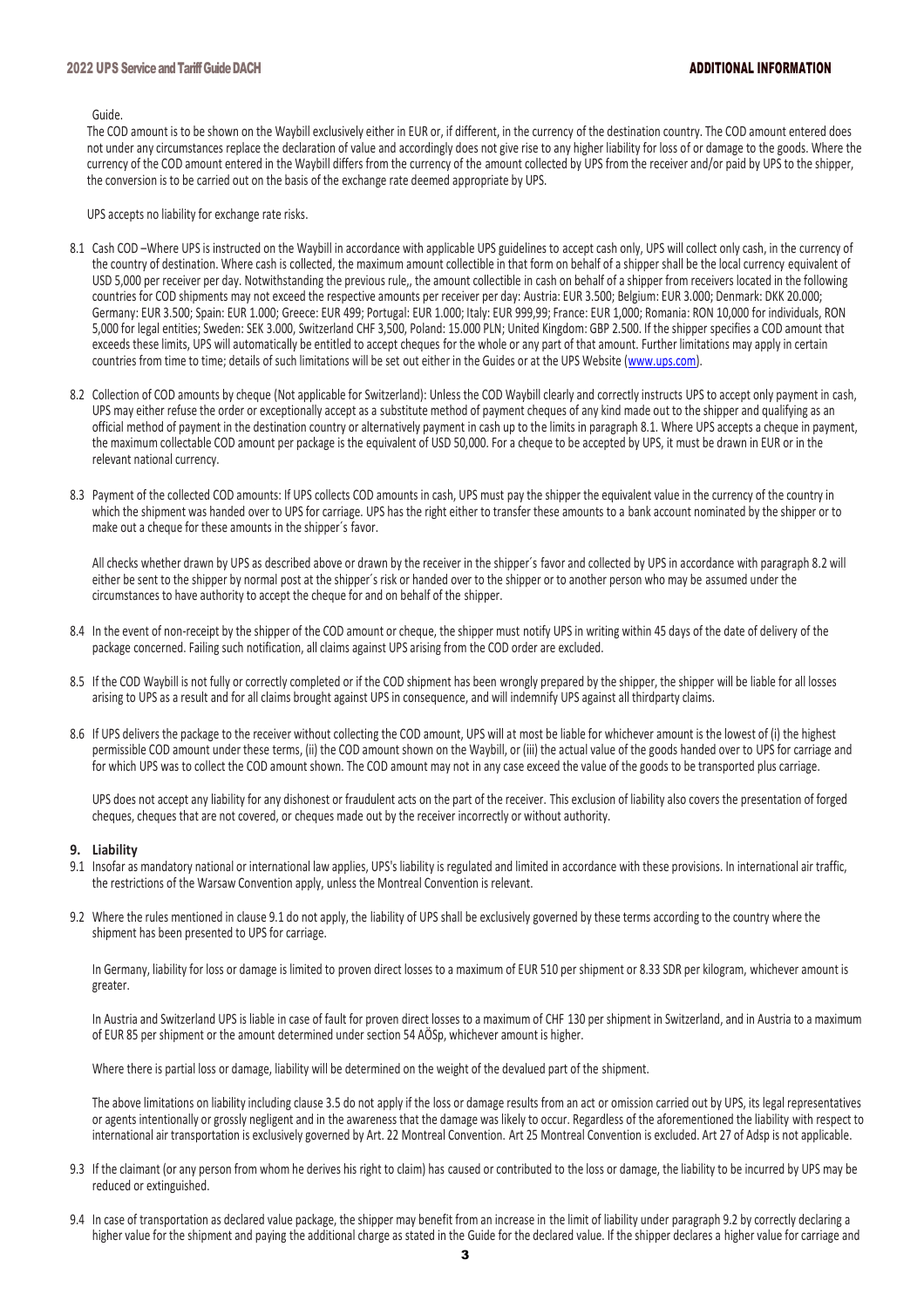Guide.

The COD amount is to be shown on the Waybill exclusively either in EUR or, if different, in the currency of the destination country. The COD amount entered does not under any circumstances replace the declaration of value and accordingly does not give rise to any higher liability for loss of or damage to the goods. Where the currency of the COD amount entered in the Waybill differs from the currency of the amount collected by UPS from the receiver and/or paid by UPS to the shipper, the conversion is to be carried out on the basis of the exchange rate deemed appropriate by UPS.

UPS accepts no liability for exchange rate risks.

8.1 Cash COD –Where UPS is instructed on the Waybill in accordance with applicable UPS guidelines to accept cash only, UPS will collect only cash, in the currency of the country of destination. Where cash is collected, the maximum amount collectible in that form on behalf of a shipper shall be the local currency equivalent of USD 5,000 per receiver per day. Notwithstanding the previous rule,, the amount collectible in cash on behalf of a shipper from receivers located in the following countries for COD shipments may not exceed the respective amounts per receiver per day: Austria: EUR 3.500; Belgium: EUR 3.000; Denmark: DKK 20.000; Germany: EUR 3.500; Spain: EUR 1.000; Greece: EUR 499; Portugal: EUR 1.000; Italy: EUR 999,99; France: EUR 1,000; Romania: RON 10,000 for individuals, RON 5,000 for legal entities; Sweden: SEK 3.000, Switzerland CHF 3,500, Poland: 15.000 PLN; United Kingdom: GBP 2.500. If the shipper specifies a COD amount that exceeds these limits, UPS will automatically be entitled to accept cheques for the whole or any part of that amount. Further limitations may apply in certain countries from time to time; details of such limitations will be set out either in the Guides or at the UPS Website (www.ups.com).

8.2 Collection of COD amounts by cheque (Not applicable for Switzerland): Unless the COD Waybill clearly and correctly instructs UPS to accept only payment in cash, UPS may either refuse the order or exceptionally accept as a substitute method of payment cheques of any kind made out to the shipper and qualifying as an official method of payment in the destination country or alternatively payment in cash up to the limits in paragraph 8.1. Where UPS accepts a cheque in payment, the maximum collectable COD amount per package is the equivalent of USD 50,000. For a cheque to be accepted by UPS, it must be drawn in EUR or in the relevant national currency.

8.3 Payment of the collected COD amounts: If UPS collects COD amounts in cash, UPS must pay the shipper the equivalent value in the currency of the country in which the shipment was handed over to UPS for carriage. UPS has the right either to transfer these amounts to a bank account nominated by the shipper or to make out a cheque for these amounts in the shipper´s favor.

All checks whether drawn by UPS as described above or drawn by the receiver in the shipper´s favor and collected by UPS in accordance with paragraph 8.2 will either be sent to the shipper by normal post at the shipper´s risk or handed over to the shipper or to another person who may be assumed under the circumstances to have authority to accept the cheque for and on behalf of the shipper.

8.4 In the event of non-receipt by the shipper of the COD amount or cheque, the shipper must notify UPS in writing within 45 days of the date of delivery of the package concerned. Failing such notification, all claims against UPS arising from the COD order are excluded.

8.5 If the COD Waybill is not fully or correctly completed or if the COD shipment has been wrongly prepared by the shipper, the shipper will be liable for all losses arising to UPS as a result and for all claims brought against UPS in consequence, and will indemnify UPS against all thirdparty claims.

8.6 If UPS delivers the package to the receiver without collecting the COD amount, UPS will at most be liable for whichever amount is the lowest of (i) the highest permissible COD amount under these terms, (ii) the COD amount shown on the Waybill, or (iii) the actual value of the goods handed over to UPS for carriage and for which UPS was to collect the COD amount shown. The COD amount may not in any case exceed the value of the goods to be transported plus carriage.

UPS does not accept any liability for any dishonest or fraudulent acts on the part of the receiver. This exclusion of liability also covers the presentation of forged cheques, cheques that are not covered, or cheques made out by the receiver incorrectly or without authority.

## 9. Liability

9.1 Insofar as mandatory national or international law applies, UPS's liability is regulated and limited in accordance with these provisions. In international air traffic, the restrictions of the Warsaw Convention apply, unless the Montreal Convention is relevant.

9.2 Where the rules mentioned in clause 9.1 do not apply, the liability of UPS shall be exclusively governed by these terms according to the country where the shipment has been presented to UPS for carriage.

In Germany, liability for loss or damage is limited to proven direct losses to a maximum of EUR 510 per shipment or 8.33 SDR per kilogram, whichever amount is greater.

In Austria and Switzerland UPS is liable in case of fault for proven direct losses to a maximum of CHF 130 per shipment in Switzerland, and in Austria to a maximum of EUR 85 per shipment or the amount determined under section 54 AÖSp, whichever amount is higher.

Where there is partial loss or damage, liability will be determined on the weight of the devalued part of the shipment.

The above limitations on liability including clause 3.5 do not apply if the loss or damage results from an act or omission carried out by UPS, its legal representatives or agents intentionally or grossly negligent and in the awareness that the damage was likely to occur. Regardless of the aforementioned the liability with respect to international air transportation is exclusively governed by Art. 22 Montreal Convention. Art 25 Montreal Convention is excluded. Art 27 of Adsp is not applicable.

9.3 If the claimant (or any person from whom he derives his right to claim) has caused or contributed to the loss or damage, the liability to be incurred by UPS may be reduced or extinguished.

9.4 In case of transportation as declared value package, the shipper may benefit from an increase in the limit of liability under paragraph 9.2 by correctly declaring a higher value for the shipment and paying the additional charge as stated in the Guide for the declared value. If the shipper declares a higher value for carriage and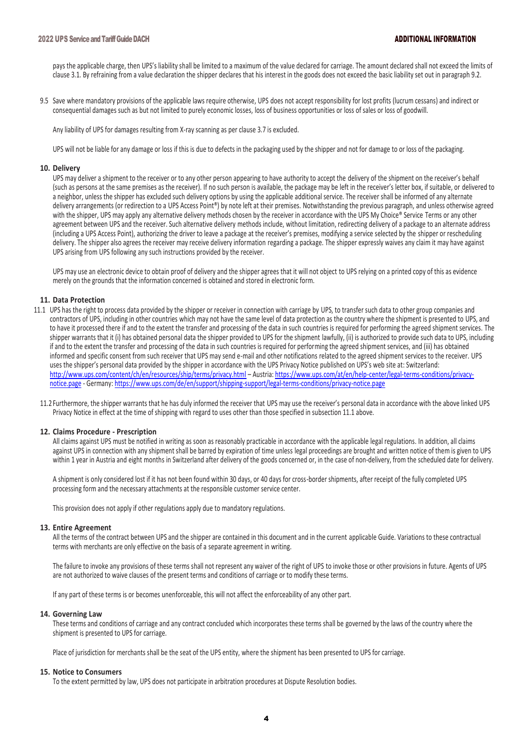pays the applicable charge, then UPS's liability shall be limited to a maximum of the value declared for carriage. The amount declared shall not exceed the limits of clause 3.1. By refraining from a value declaration the shipper declares that his interest in the goods does not exceed the basic liability set out in paragraph 9.2.

9.5 Save where mandatory provisions of the applicable laws require otherwise, UPS does not accept responsibility for lost profits (lucrum cessans) and indirect or consequential damages such as but not limited to purely economic losses, loss of business opportunities or loss of sales or loss of goodwill.

Any liability of UPS for damages resulting from X-ray scanning as per clause 3.7 is excluded.

UPS will not be liable for any damage or loss if this is due to defects in the packaging used by the shipper and not for damage to or loss of the packaging.

## 10. Delivery

UPS may deliver a shipment to the receiver or to any other person appearing to have authority to accept the delivery of the shipment on the receiver's behalf (such as persons at the same premises as the receiver). If no such person is available, the package may be left in the receiver's letter box, if suitable, or delivered to a neighbor, unless the shipper has excluded such delivery options by using the applicable additional service. The receiver shall be informed of any alternate delivery arrangements (or redirection to a UPS Access Point®) by note left at their premises. Notwithstanding the previous paragraph, and unless otherwise agreed with the shipper, UPS may apply any alternative delivery methods chosen by the receiver in accordance with the UPS My Choice® Service Terms or any other agreement between UPS and the receiver. Such alternative delivery methods include, without limitation, redirecting delivery of a package to an alternate address (including a UPS Access Point), authorizing the driver to leave a package at the receiver's premises, modifying a service selected by the shipper or rescheduling delivery. The shipper also agrees the receiver may receive delivery information regarding a package. The shipper expressly waives any claim it may have against UPS arising from UPS following any such instructions provided by the receiver.

UPS may use an electronic device to obtain proof of delivery and the shipper agrees that it will not object to UPS relying on a printed copy of this as evidence merely on the grounds that the information concerned is obtained and stored in electronic form.

## 11. Data Protection

11.1 UPS has the right to process data provided by the shipper or receiver in connection with carriage by UPS, to transfer such data to other group companies and contractors of UPS, including in other countries which may not have the same level of data protection as the country where the shipment is presented to UPS, and to have it processed there if and to the extent the transfer and processing of the data in such countries is required for performing the agreed shipment services. The shipper warrants that it (i) has obtained personal data the shipper provided to UPS for the shipment lawfully, (ii) is authorized to provide such data to UPS, including if and to the extent the transfer and processing of the data in such countries is required for performing the agreed shipment services, and (iii) has obtained informed and specific consent from such receiver that UPS may send e-mail and other notifications related to the agreed shipment services to the receiver. UPS uses the shipper's personal data provided by the shipper in accordance with the UPS Privacy Notice published on UPS's web site at: Switzerland: http://www.ups.com/content/ch/en/resources/ship/terms/privacy.html – Austria: https://www.ups.com/at/en/help-center/legal-terms-conditions/privacy-notice.page - Germany: https://www.ups.com/de/en/support/shipping-support/legal-terms-conditions/privacy-notice.page

11.2 Furthermore, the shipper warrants that he has duly informed the receiver that UPS may use the receiver's personal data in accordance with the above linked UPS Privacy Notice in effect at the time of shipping with regard to uses other than those specified in subsection 11.1 above.

## 12. Claims Procedure - Prescription

All claims against UPS must be notified in writing as soon as reasonably practicable in accordance with the applicable legal regulations. In addition, all claims against UPS in connection with any shipment shall be barred by expiration of time unless legal proceedings are brought and written notice of them is given to UPS within 1 year in Austria and eight months in Switzerland after delivery of the goods concerned or, in the case of non-delivery, from the scheduled date for delivery.

A shipment is only considered lost if it has not been found within 30 days, or 40 days for cross-border shipments, after receipt of the fully completed UPS processing form and the necessary attachments at the responsible customer service center.

This provision does not apply if other regulations apply due to mandatory regulations.

## 13. Entire Agreement

All the terms of the contract between UPS and the shipper are contained in this document and in the current applicable Guide. Variations to these contractual terms with merchants are only effective on the basis of a separate agreement in writing.

The failure to invoke any provisions of these terms shall not represent any waiver of the right of UPS to invoke those or other provisions in future. Agents of UPS are not authorized to waive clauses of the present terms and conditions of carriage or to modify these terms.

If any part of these terms is or becomes unenforceable, this will not affect the enforceability of any other part.

## 14. Governing Law

These terms and conditions of carriage and any contract concluded which incorporates these terms shall be governed by the laws of the country where the shipment is presented to UPS for carriage.

Place of jurisdiction for merchants shall be the seat of the UPS entity, where the shipment has been presented to UPS for carriage.

## 15. Notice to Consumers

To the extent permitted by law, UPS does not participate in arbitration procedures at Dispute Resolution bodies.